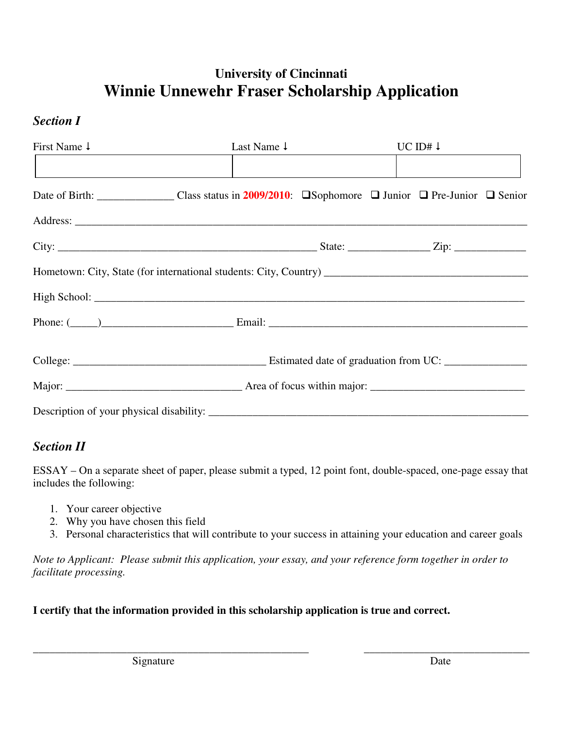**University of Cincinnati**

# Winnie Unnewehr Fraser Scholarship Application

### *Section I*

| First Name ↓ | Last Name ↓ | UC ID# ↓ |
| --- | --- | --- |
| | | |

Date of Birth: ______________ Class status in 2009/2010: ❑ Sophomore ❑ Junior ❑ Pre-Junior ❑ Senior

Address: ________________________________________________________________________________

City: _______________________________________________ State: _______________ Zip: _____________

Hometown: City, State (for international students: City, Country) _____________________________________

High School: ______________________________________________________________________________

Phone: (_____)________________________ Email: ________________________________________________

College: ____________________________________ Estimated date of graduation from UC: _______________

Major: _________________________________ Area of focus within major: ____________________________

Description of your physical disability: _______________________________________________________

### *Section II*

ESSAY – On a separate sheet of paper, please submit a typed, 12 point font, double-spaced, one-page essay that includes the following:

1. Your career objective
2. Why you have chosen this field
3. Personal characteristics that will contribute to your success in attaining your education and career goals

*Note to Applicant: Please submit this application, your essay, and your reference form together in order to facilitate processing.*

**I certify that the information provided in this scholarship application is true and correct.**

___________________________________________________ ______________________________

Signature Date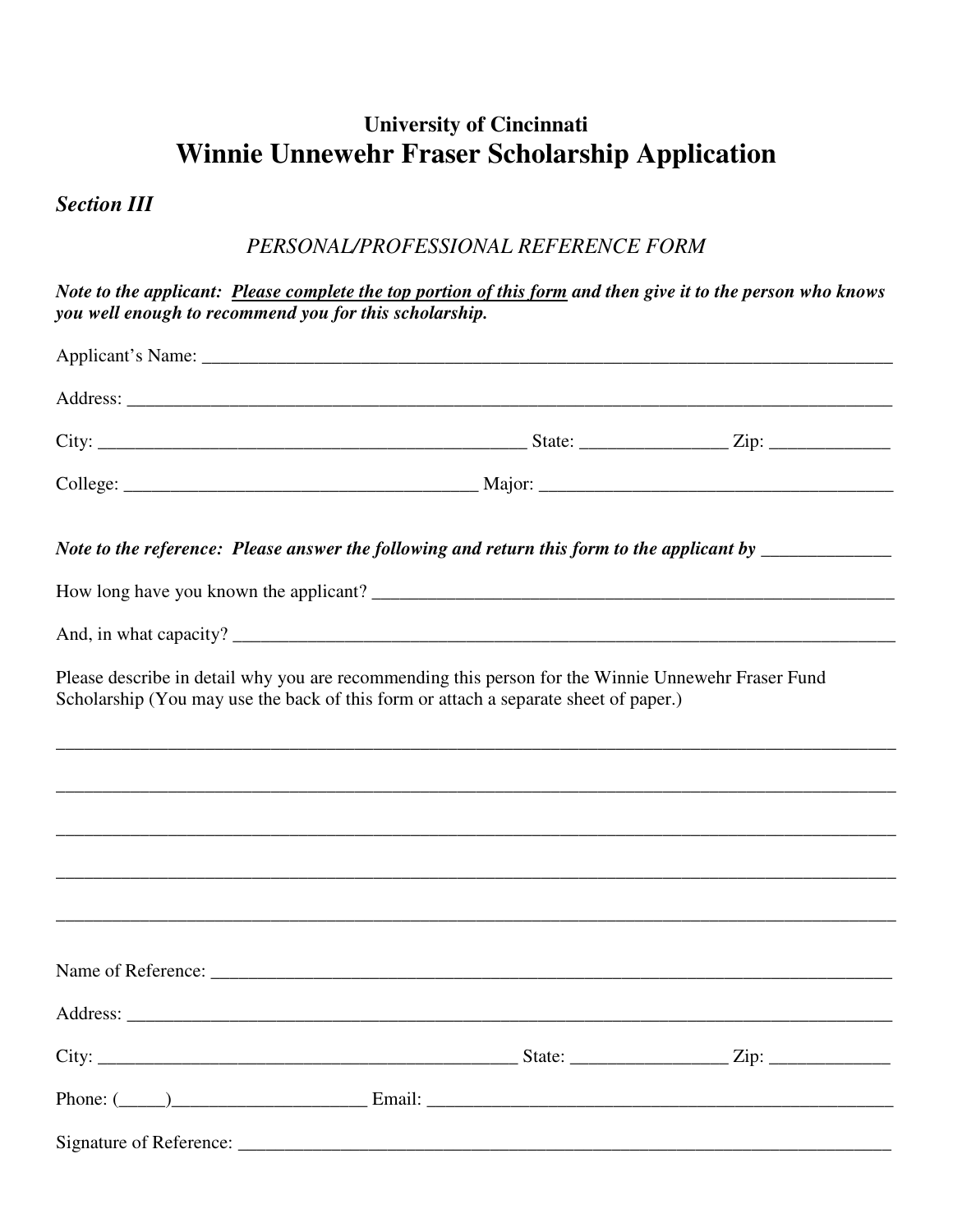**University of Cincinnati**

# Winnie Unnewehr Fraser Scholarship Application

***Section III***

*PERSONAL/PROFESSIONAL REFERENCE FORM*

***Note to the applicant: Please complete the top portion of this form and then give it to the person who knows you well enough to recommend you for this scholarship.***

Applicant's Name: ______________________________________________________________________________

Address: ___________________________________________________________________________________

City: ________________________________________________ State: ________________ Zip: _____________

College: ______________________________________ Major: ______________________________________

***Note to the reference: Please answer the following and return this form to the applicant by _____________***

How long have you known the applicant? _________________________________________________________

And, in what capacity? ______________________________________________________________________

Please describe in detail why you are recommending this person for the Winnie Unnewehr Fraser Fund Scholarship (You may use the back of this form or attach a separate sheet of paper.)

___________________________________________________________________________________________

___________________________________________________________________________________________

___________________________________________________________________________________________

___________________________________________________________________________________________

___________________________________________________________________________________________

Name of Reference: ________________________________________________________________________

Address: ___________________________________________________________________________________

City: _______________________________________________ State: _________________ Zip: _____________

Phone: (_____)_____________________ Email: ____________________________________________________

Signature of Reference: ______________________________________________________________________